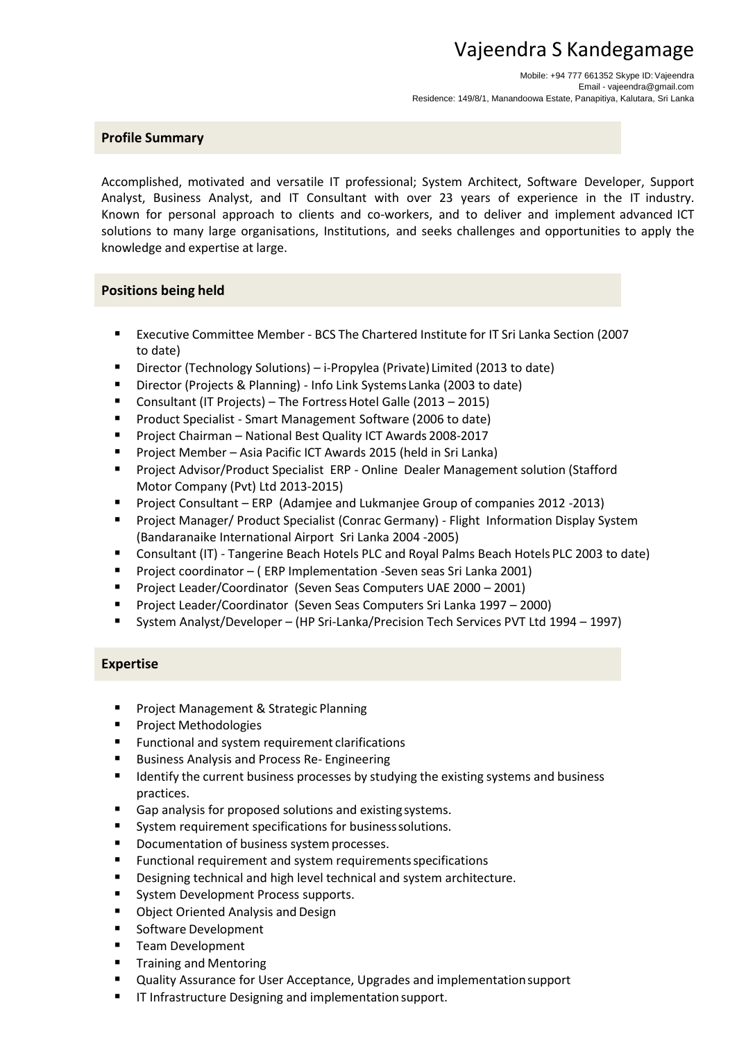# Vajeendra S Kandegamage

Mobile: +94 777 661352 Skype ID: Vajeendra
Email - vajeendra@gmail.com
Residence: 149/8/1, Manandoowa Estate, Panapitiya, Kalutara, Sri Lanka

## Profile Summary

Accomplished, motivated and versatile IT professional; System Architect, Software Developer, Support Analyst, Business Analyst, and IT Consultant with over 23 years of experience in the IT industry. Known for personal approach to clients and co-workers, and to deliver and implement advanced ICT solutions to many large organisations, Institutions, and seeks challenges and opportunities to apply the knowledge and expertise at large.

## Positions being held

- Executive Committee Member - BCS The Chartered Institute for IT Sri Lanka Section (2007 to date)
- Director (Technology Solutions) – i-Propylea (Private) Limited (2013 to date)
- Director (Projects & Planning) - Info Link Systems Lanka (2003 to date)
- Consultant (IT Projects) – The Fortress Hotel Galle (2013 – 2015)
- Product Specialist - Smart Management Software (2006 to date)
- Project Chairman – National Best Quality ICT Awards 2008-2017
- Project Member – Asia Pacific ICT Awards 2015 (held in Sri Lanka)
- Project Advisor/Product Specialist ERP - Online Dealer Management solution (Stafford Motor Company (Pvt) Ltd 2013-2015)
- Project Consultant – ERP (Adamjee and Lukmanjee Group of companies 2012 -2013)
- Project Manager/ Product Specialist (Conrac Germany) - Flight Information Display System (Bandaranaike International Airport Sri Lanka 2004 -2005)
- Consultant (IT) - Tangerine Beach Hotels PLC and Royal Palms Beach Hotels PLC 2003 to date)
- Project coordinator – ( ERP Implementation -Seven seas Sri Lanka 2001)
- Project Leader/Coordinator (Seven Seas Computers UAE 2000 – 2001)
- Project Leader/Coordinator (Seven Seas Computers Sri Lanka 1997 – 2000)
- System Analyst/Developer – (HP Sri-Lanka/Precision Tech Services PVT Ltd 1994 – 1997)

## Expertise

- Project Management & Strategic Planning
- Project Methodologies
- Functional and system requirement clarifications
- Business Analysis and Process Re- Engineering
- Identify the current business processes by studying the existing systems and business practices.
- Gap analysis for proposed solutions and existing systems.
- System requirement specifications for business solutions.
- Documentation of business system processes.
- Functional requirement and system requirements specifications
- Designing technical and high level technical and system architecture.
- System Development Process supports.
- Object Oriented Analysis and Design
- Software Development
- Team Development
- Training and Mentoring
- Quality Assurance for User Acceptance, Upgrades and implementation support
- IT Infrastructure Designing and implementation support.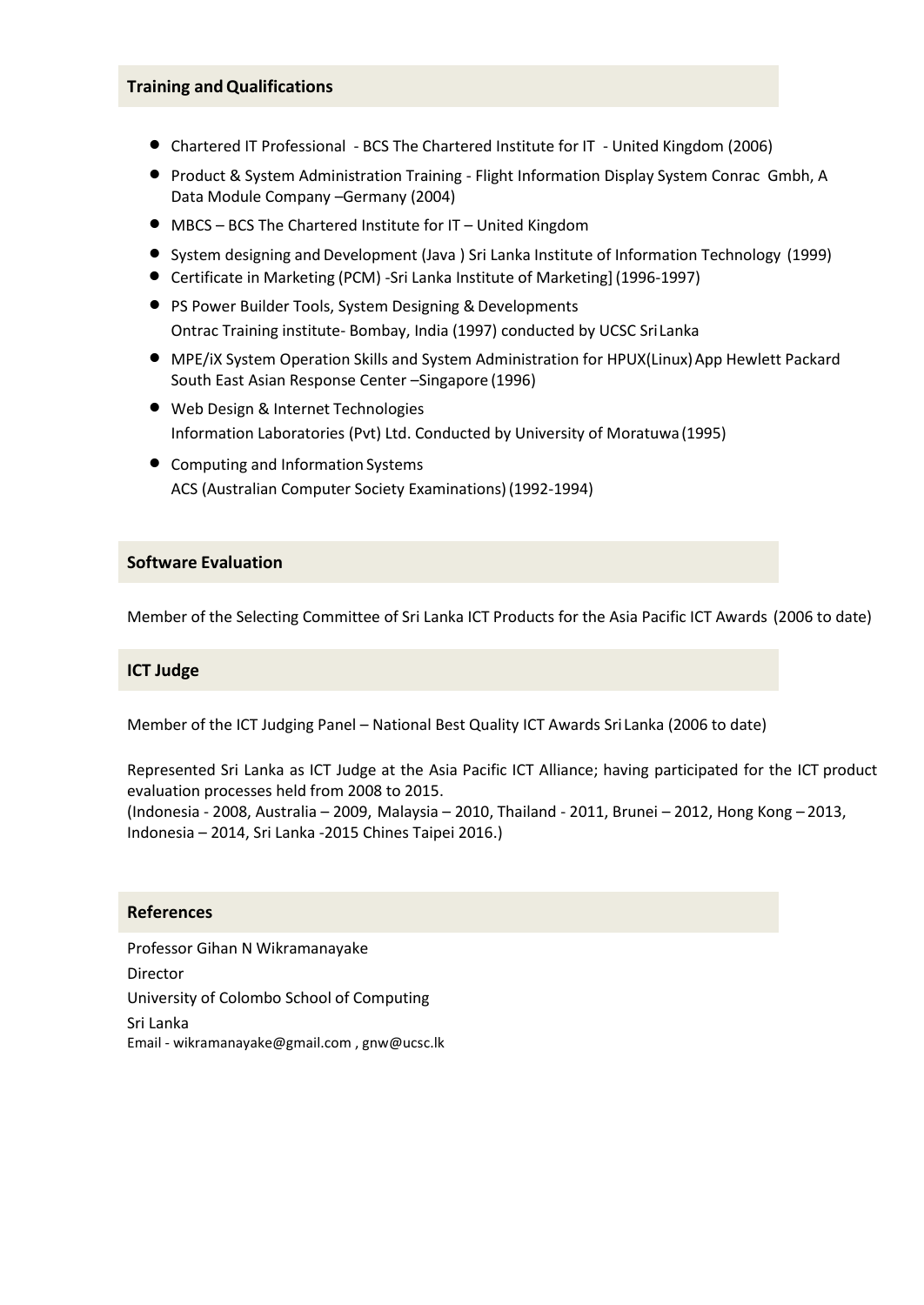## Training and Qualifications

- Chartered IT Professional - BCS The Chartered Institute for IT - United Kingdom (2006)
- Product & System Administration Training - Flight Information Display System Conrac Gmbh, A Data Module Company –Germany (2004)
- MBCS – BCS The Chartered Institute for IT – United Kingdom
- System designing and Development (Java ) Sri Lanka Institute of Information Technology (1999)
- Certificate in Marketing (PCM) -Sri Lanka Institute of Marketing] (1996-1997)
- PS Power Builder Tools, System Designing & Developments
  Ontrac Training institute- Bombay, India (1997) conducted by UCSC Sri Lanka
- MPE/iX System Operation Skills and System Administration for HPUX(Linux) App Hewlett Packard South East Asian Response Center –Singapore (1996)
- Web Design & Internet Technologies
  Information Laboratories (Pvt) Ltd. Conducted by University of Moratuwa (1995)
- Computing and Information Systems
  ACS (Australian Computer Society Examinations) (1992-1994)

## Software Evaluation

Member of the Selecting Committee of Sri Lanka ICT Products for the Asia Pacific ICT Awards (2006 to date)

## ICT Judge

Member of the ICT Judging Panel – National Best Quality ICT Awards Sri Lanka (2006 to date)

Represented Sri Lanka as ICT Judge at the Asia Pacific ICT Alliance; having participated for the ICT product evaluation processes held from 2008 to 2015.
(Indonesia - 2008, Australia – 2009, Malaysia – 2010, Thailand - 2011, Brunei – 2012, Hong Kong – 2013, Indonesia – 2014, Sri Lanka -2015 Chines Taipei 2016.)

## References

Professor Gihan N Wikramanayake
Director
University of Colombo School of Computing
Sri Lanka
Email - wikramanayake@gmail.com , gnw@ucsc.lk